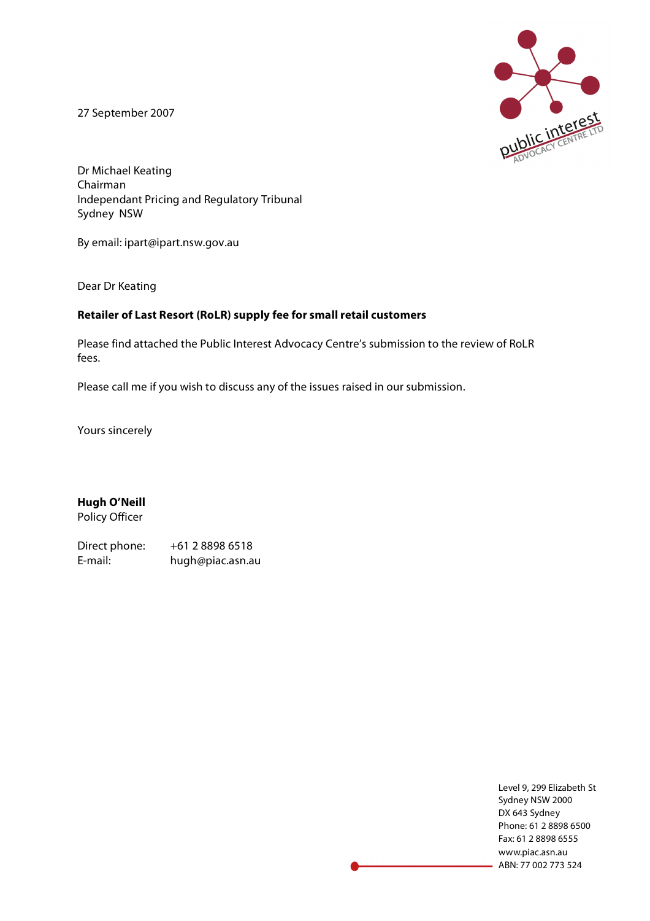27 September 2007

Dr Michael Keating
Chairman
Independant Pricing and Regulatory Tribunal
Sydney NSW

By email: ipart@ipart.nsw.gov.au

Dear Dr Keating

**Retailer of Last Resort (RoLR) supply fee for small retail customers**

Please find attached the Public Interest Advocacy Centre's submission to the review of RoLR fees.

Please call me if you wish to discuss any of the issues raised in our submission.

Yours sincerely

**Hugh O'Neill**
Policy Officer

Direct phone: +61 2 8898 6518
E-mail: hugh@piac.asn.au

Level 9, 299 Elizabeth St
Sydney NSW 2000
DX 643 Sydney
Phone: 61 2 8898 6500
Fax: 61 2 8898 6555
www.piac.asn.au
ABN: 77 002 773 524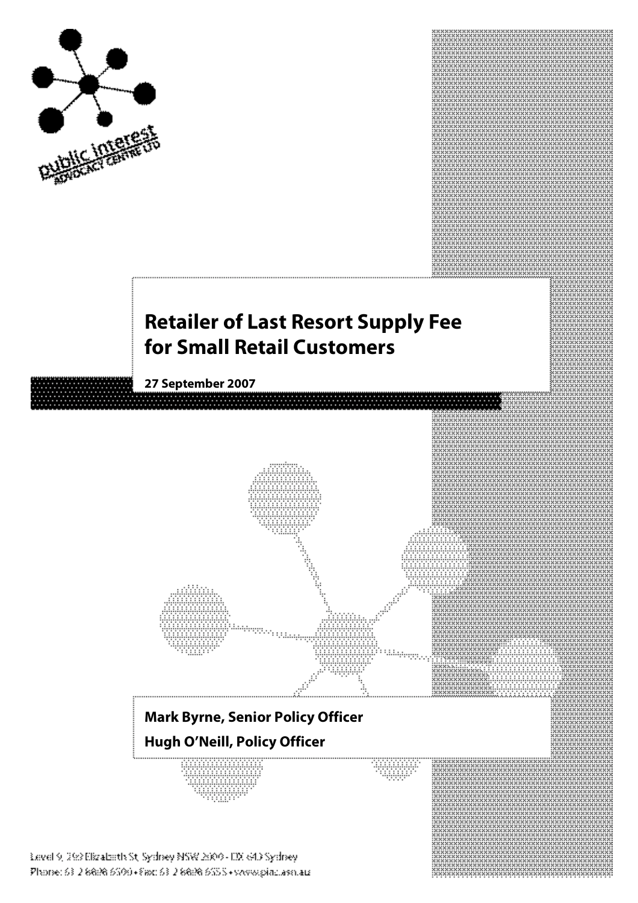public interest ADVOCACY CENTRE LTD

# Retailer of Last Resort Supply Fee for Small Retail Customers

**27 September 2007**

**Mark Byrne, Senior Policy Officer**

**Hugh O'Neill, Policy Officer**

Level 9, 299 Elizabeth St, Sydney NSW 2000 • DX 643 Sydney
Phone: 61 2 8898 6500 • Fax: 61 2 8898 6555 • www.piac.asn.au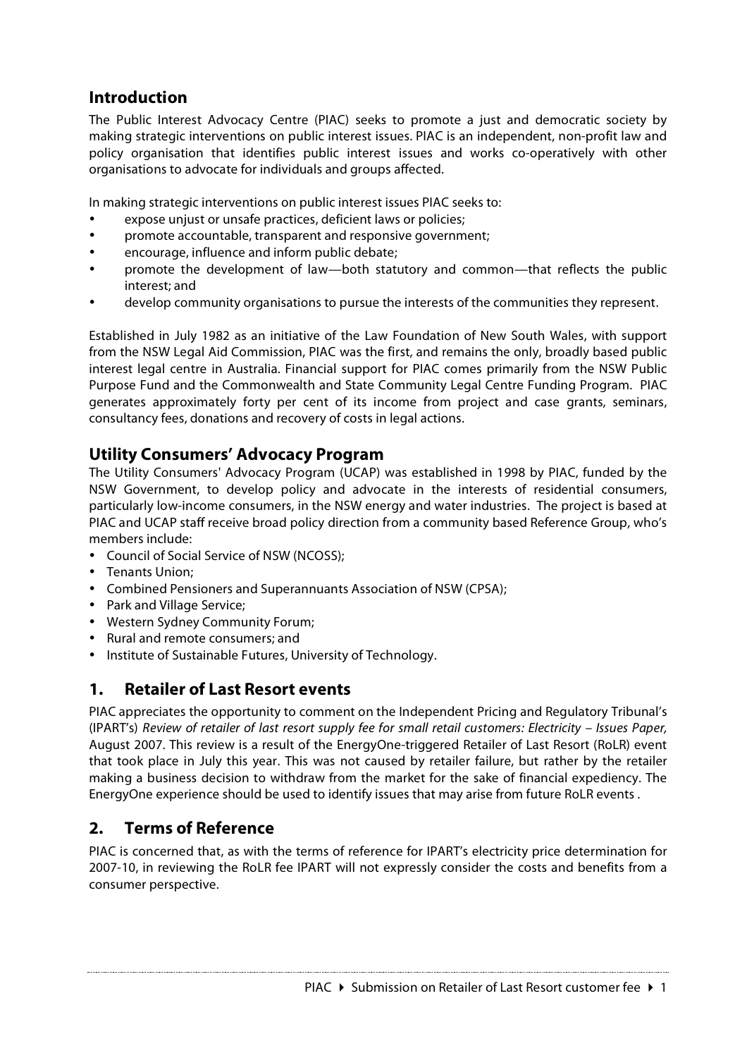## Introduction

The Public Interest Advocacy Centre (PIAC) seeks to promote a just and democratic society by making strategic interventions on public interest issues. PIAC is an independent, non-profit law and policy organisation that identifies public interest issues and works co-operatively with other organisations to advocate for individuals and groups affected.

In making strategic interventions on public interest issues PIAC seeks to:

- expose unjust or unsafe practices, deficient laws or policies;
- promote accountable, transparent and responsive government;
- encourage, influence and inform public debate;
- promote the development of law—both statutory and common—that reflects the public interest; and
- develop community organisations to pursue the interests of the communities they represent.

Established in July 1982 as an initiative of the Law Foundation of New South Wales, with support from the NSW Legal Aid Commission, PIAC was the first, and remains the only, broadly based public interest legal centre in Australia. Financial support for PIAC comes primarily from the NSW Public Purpose Fund and the Commonwealth and State Community Legal Centre Funding Program. PIAC generates approximately forty per cent of its income from project and case grants, seminars, consultancy fees, donations and recovery of costs in legal actions.

## Utility Consumers' Advocacy Program

The Utility Consumers' Advocacy Program (UCAP) was established in 1998 by PIAC, funded by the NSW Government, to develop policy and advocate in the interests of residential consumers, particularly low-income consumers, in the NSW energy and water industries. The project is based at PIAC and UCAP staff receive broad policy direction from a community based Reference Group, who's members include:

- Council of Social Service of NSW (NCOSS);
- Tenants Union;
- Combined Pensioners and Superannuants Association of NSW (CPSA);
- Park and Village Service;
- Western Sydney Community Forum;
- Rural and remote consumers; and
- Institute of Sustainable Futures, University of Technology.

## 1. Retailer of Last Resort events

PIAC appreciates the opportunity to comment on the Independent Pricing and Regulatory Tribunal's (IPART's) *Review of retailer of last resort supply fee for small retail customers: Electricity – Issues Paper,* August 2007. This review is a result of the EnergyOne-triggered Retailer of Last Resort (RoLR) event that took place in July this year. This was not caused by retailer failure, but rather by the retailer making a business decision to withdraw from the market for the sake of financial expediency. The EnergyOne experience should be used to identify issues that may arise from future RoLR events .

## 2. Terms of Reference

PIAC is concerned that, as with the terms of reference for IPART's electricity price determination for 2007-10, in reviewing the RoLR fee IPART will not expressly consider the costs and benefits from a consumer perspective.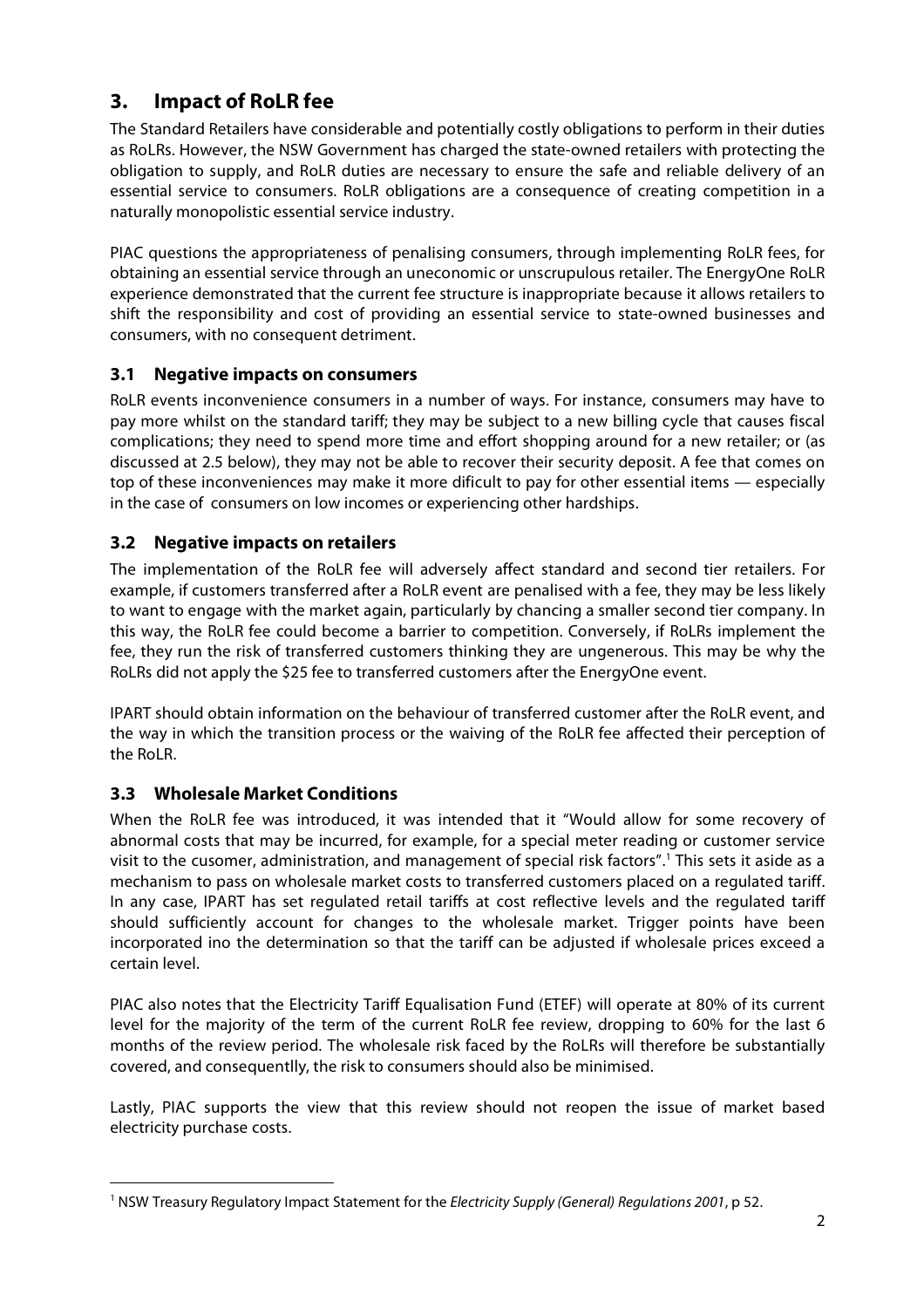## 3. Impact of RoLR fee

The Standard Retailers have considerable and potentially costly obligations to perform in their duties as RoLRs. However, the NSW Government has charged the state-owned retailers with protecting the obligation to supply, and RoLR duties are necessary to ensure the safe and reliable delivery of an essential service to consumers. RoLR obligations are a consequence of creating competition in a naturally monopolistic essential service industry.

PIAC questions the appropriateness of penalising consumers, through implementing RoLR fees, for obtaining an essential service through an uneconomic or unscrupulous retailer. The EnergyOne RoLR experience demonstrated that the current fee structure is inappropriate because it allows retailers to shift the responsibility and cost of providing an essential service to state-owned businesses and consumers, with no consequent detriment.

### 3.1 Negative impacts on consumers

RoLR events inconvenience consumers in a number of ways. For instance, consumers may have to pay more whilst on the standard tariff; they may be subject to a new billing cycle that causes fiscal complications; they need to spend more time and effort shopping around for a new retailer; or (as discussed at 2.5 below), they may not be able to recover their security deposit. A fee that comes on top of these inconveniences may make it more dificult to pay for other essential items — especially in the case of consumers on low incomes or experiencing other hardships.

### 3.2 Negative impacts on retailers

The implementation of the RoLR fee will adversely affect standard and second tier retailers. For example, if customers transferred after a RoLR event are penalised with a fee, they may be less likely to want to engage with the market again, particularly by chancing a smaller second tier company. In this way, the RoLR fee could become a barrier to competition. Conversely, if RoLRs implement the fee, they run the risk of transferred customers thinking they are ungenerous. This may be why the RoLRs did not apply the $25 fee to transferred customers after the EnergyOne event.

IPART should obtain information on the behaviour of transferred customer after the RoLR event, and the way in which the transition process or the waiving of the RoLR fee affected their perception of the RoLR.

### 3.3 Wholesale Market Conditions

When the RoLR fee was introduced, it was intended that it "Would allow for some recovery of abnormal costs that may be incurred, for example, for a special meter reading or customer service visit to the cusomer, administration, and management of special risk factors".[1] This sets it aside as a mechanism to pass on wholesale market costs to transferred customers placed on a regulated tariff. In any case, IPART has set regulated retail tariffs at cost reflective levels and the regulated tariff should sufficiently account for changes to the wholesale market. Trigger points have been incorporated ino the determination so that the tariff can be adjusted if wholesale prices exceed a certain level.

PIAC also notes that the Electricity Tariff Equalisation Fund (ETEF) will operate at 80% of its current level for the majority of the term of the current RoLR fee review, dropping to 60% for the last 6 months of the review period. The wholesale risk faced by the RoLRs will therefore be substantially covered, and consequentlly, the risk to consumers should also be minimised.

Lastly, PIAC supports the view that this review should not reopen the issue of market based electricity purchase costs.

---

[1] NSW Treasury Regulatory Impact Statement for the *Electricity Supply (General) Regulations 2001*, p 52.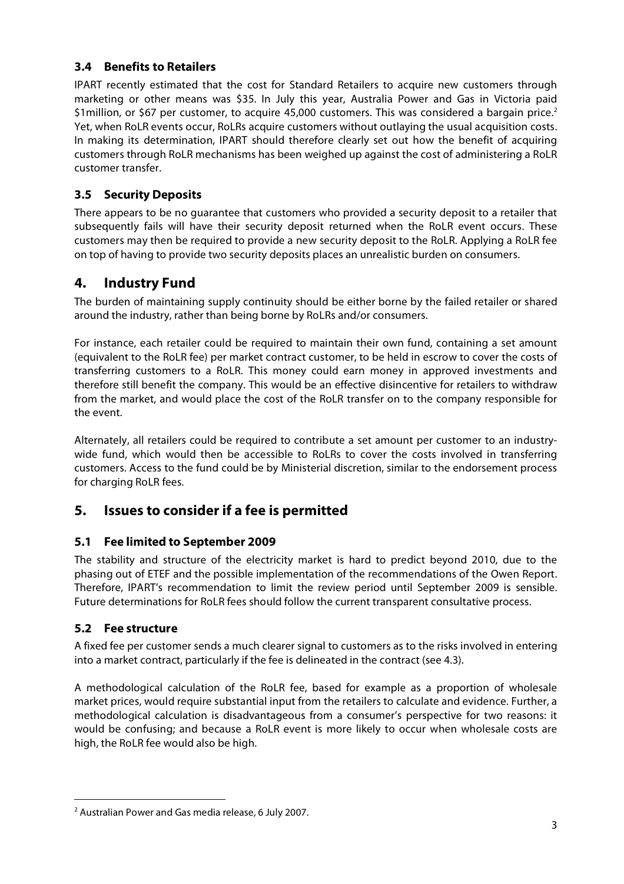### 3.4 Benefits to Retailers

IPART recently estimated that the cost for Standard Retailers to acquire new customers through marketing or other means was $35. In July this year, Australia Power and Gas in Victoria paid $1million, or $67 per customer, to acquire 45,000 customers. This was considered a bargain price.[2] Yet, when RoLR events occur, RoLRs acquire customers without outlaying the usual acquisition costs. In making its determination, IPART should therefore clearly set out how the benefit of acquiring customers through RoLR mechanisms has been weighed up against the cost of administering a RoLR customer transfer.

### 3.5 Security Deposits

There appears to be no guarantee that customers who provided a security deposit to a retailer that subsequently fails will have their security deposit returned when the RoLR event occurs. These customers may then be required to provide a new security deposit to the RoLR. Applying a RoLR fee on top of having to provide two security deposits places an unrealistic burden on consumers.

## 4. Industry Fund

The burden of maintaining supply continuity should be either borne by the failed retailer or shared around the industry, rather than being borne by RoLRs and/or consumers.

For instance, each retailer could be required to maintain their own fund, containing a set amount (equivalent to the RoLR fee) per market contract customer, to be held in escrow to cover the costs of transferring customers to a RoLR. This money could earn money in approved investments and therefore still benefit the company. This would be an effective disincentive for retailers to withdraw from the market, and would place the cost of the RoLR transfer on to the company responsible for the event.

Alternately, all retailers could be required to contribute a set amount per customer to an industry-wide fund, which would then be accessible to RoLRs to cover the costs involved in transferring customers. Access to the fund could be by Ministerial discretion, similar to the endorsement process for charging RoLR fees.

## 5. Issues to consider if a fee is permitted

### 5.1 Fee limited to September 2009

The stability and structure of the electricity market is hard to predict beyond 2010, due to the phasing out of ETEF and the possible implementation of the recommendations of the Owen Report. Therefore, IPART's recommendation to limit the review period until September 2009 is sensible. Future determinations for RoLR fees should follow the current transparent consultative process.

### 5.2 Fee structure

A fixed fee per customer sends a much clearer signal to customers as to the risks involved in entering into a market contract, particularly if the fee is delineated in the contract (see 4.3).

A methodological calculation of the RoLR fee, based for example as a proportion of wholesale market prices, would require substantial input from the retailers to calculate and evidence. Further, a methodological calculation is disadvantageous from a consumer's perspective for two reasons: it would be confusing; and because a RoLR event is more likely to occur when wholesale costs are high, the RoLR fee would also be high.

---

[2] Australian Power and Gas media release, 6 July 2007.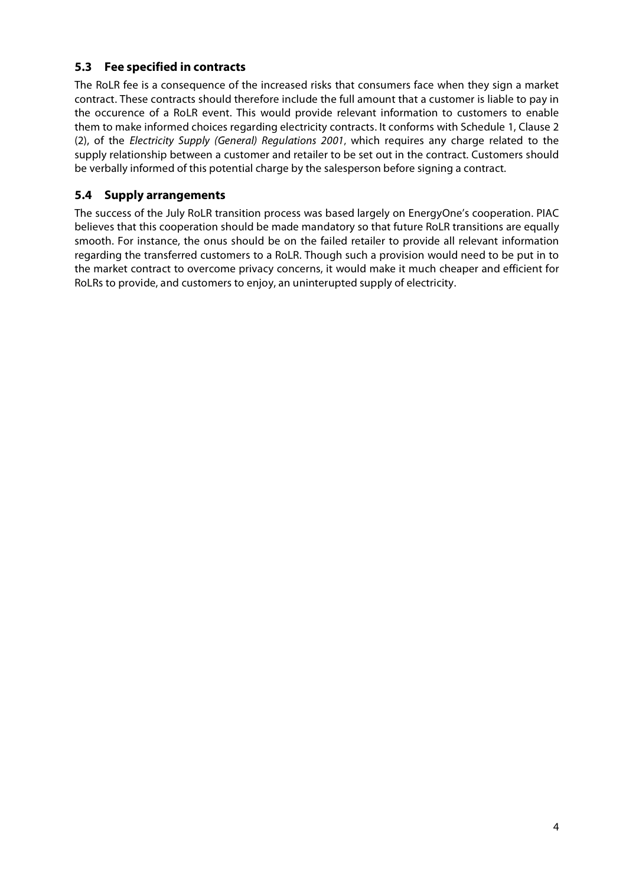## 5.3 Fee specified in contracts

The RoLR fee is a consequence of the increased risks that consumers face when they sign a market contract. These contracts should therefore include the full amount that a customer is liable to pay in the occurence of a RoLR event. This would provide relevant information to customers to enable them to make informed choices regarding electricity contracts. It conforms with Schedule 1, Clause 2 (2), of the *Electricity Supply (General) Regulations 2001*, which requires any charge related to the supply relationship between a customer and retailer to be set out in the contract. Customers should be verbally informed of this potential charge by the salesperson before signing a contract.

## 5.4 Supply arrangements

The success of the July RoLR transition process was based largely on EnergyOne's cooperation. PIAC believes that this cooperation should be made mandatory so that future RoLR transitions are equally smooth. For instance, the onus should be on the failed retailer to provide all relevant information regarding the transferred customers to a RoLR. Though such a provision would need to be put in to the market contract to overcome privacy concerns, it would make it much cheaper and efficient for RoLRs to provide, and customers to enjoy, an uninterupted supply of electricity.